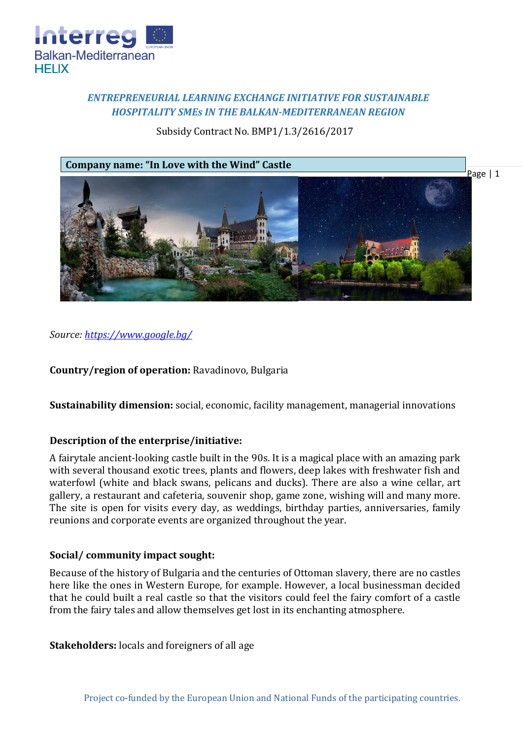*ENTREPRENEURIAL LEARNING EXCHANGE INITIATIVE FOR SUSTAINABLE HOSPITALITY SMEs IN THE BALKAN-MEDITERRANEAN REGION*

Subsidy Contract No. BMP1/1.3/2616/2017

**Company name: "In Love with the Wind" Castle**

*Source: https://www.google.bg/*

**Country/region of operation:** Ravadinovo, Bulgaria

**Sustainability dimension:** social, economic, facility management, managerial innovations

**Description of the enterprise/initiative:**

A fairytale ancient-looking castle built in the 90s. It is a magical place with an amazing park with several thousand exotic trees, plants and flowers, deep lakes with freshwater fish and waterfowl (white and black swans, pelicans and ducks). There are also a wine cellar, art gallery, a restaurant and cafeteria, souvenir shop, game zone, wishing will and many more. The site is open for visits every day, as weddings, birthday parties, anniversaries, family reunions and corporate events are organized throughout the year.

**Social/ community impact sought:**

Because of the history of Bulgaria and the centuries of Ottoman slavery, there are no castles here like the ones in Western Europe, for example. However, a local businessman decided that he could built a real castle so that the visitors could feel the fairy comfort of a castle from the fairy tales and allow themselves get lost in its enchanting atmosphere.

**Stakeholders:** locals and foreigners of all age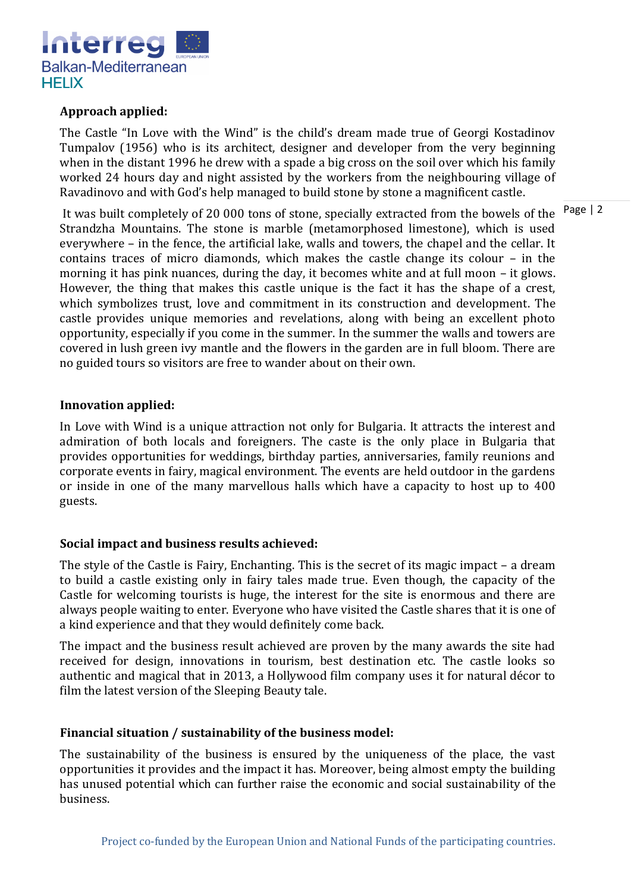**Approach applied:**

The Castle "In Love with the Wind" is the child's dream made true of Georgi Kostadinov Tumpalov (1956) who is its architect, designer and developer from the very beginning when in the distant 1996 he drew with a spade a big cross on the soil over which his family worked 24 hours day and night assisted by the workers from the neighbouring village of Ravadinovo and with God's help managed to build stone by stone a magnificent castle.

It was built completely of 20 000 tons of stone, specially extracted from the bowels of the Strandzha Mountains. The stone is marble (metamorphosed limestone), which is used everywhere – in the fence, the artificial lake, walls and towers, the chapel and the cellar. It contains traces of micro diamonds, which makes the castle change its colour – in the morning it has pink nuances, during the day, it becomes white and at full moon – it glows. However, the thing that makes this castle unique is the fact it has the shape of a crest, which symbolizes trust, love and commitment in its construction and development. The castle provides unique memories and revelations, along with being an excellent photo opportunity, especially if you come in the summer. In the summer the walls and towers are covered in lush green ivy mantle and the flowers in the garden are in full bloom. There are no guided tours so visitors are free to wander about on their own.

**Innovation applied:**

In Love with Wind is a unique attraction not only for Bulgaria. It attracts the interest and admiration of both locals and foreigners. The caste is the only place in Bulgaria that provides opportunities for weddings, birthday parties, anniversaries, family reunions and corporate events in fairy, magical environment. The events are held outdoor in the gardens or inside in one of the many marvellous halls which have a capacity to host up to 400 guests.

**Social impact and business results achieved:**

The style of the Castle is Fairy, Enchanting. This is the secret of its magic impact – a dream to build a castle existing only in fairy tales made true. Even though, the capacity of the Castle for welcoming tourists is huge, the interest for the site is enormous and there are always people waiting to enter. Everyone who have visited the Castle shares that it is one of a kind experience and that they would definitely come back.

The impact and the business result achieved are proven by the many awards the site had received for design, innovations in tourism, best destination etc. The castle looks so authentic and magical that in 2013, a Hollywood film company uses it for natural décor to film the latest version of the Sleeping Beauty tale.

**Financial situation / sustainability of the business model:**

The sustainability of the business is ensured by the uniqueness of the place, the vast opportunities it provides and the impact it has. Moreover, being almost empty the building has unused potential which can further raise the economic and social sustainability of the business.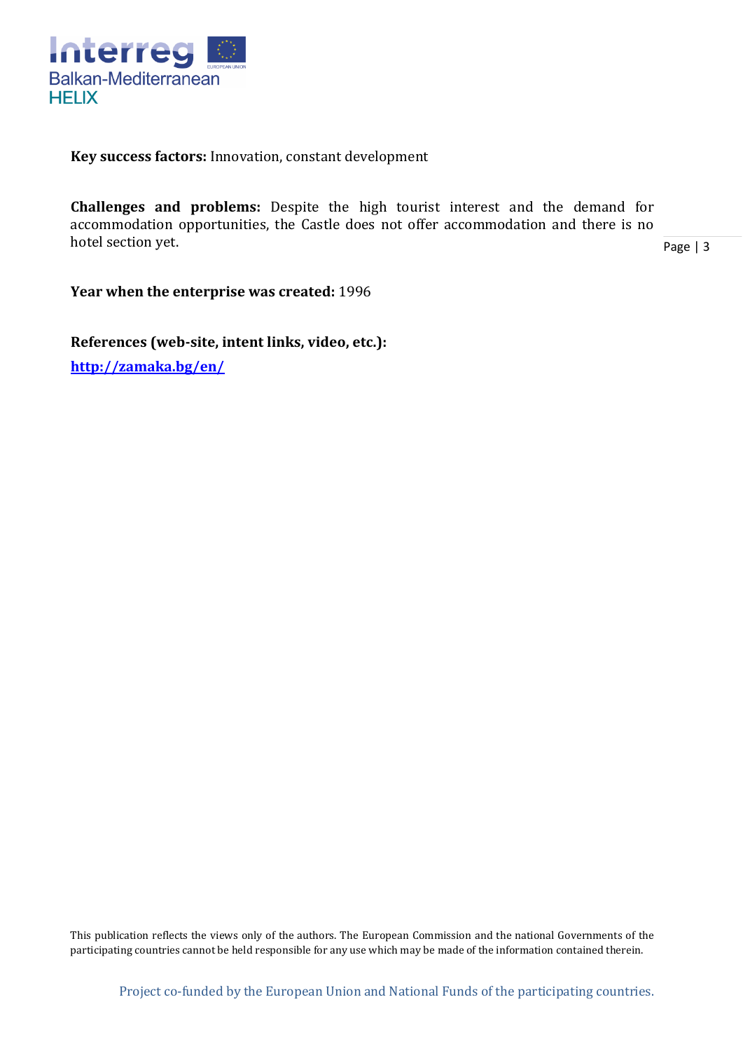**Key success factors:** Innovation, constant development

**Challenges and problems:** Despite the high tourist interest and the demand for accommodation opportunities, the Castle does not offer accommodation and there is no hotel section yet.

**Year when the enterprise was created:** 1996

**References (web-site, intent links, video, etc.):**

**http://zamaka.bg/en/**

This publication reflects the views only of the authors. The European Commission and the national Governments of the participating countries cannot be held responsible for any use which may be made of the information contained therein.

Project co-funded by the European Union and National Funds of the participating countries.